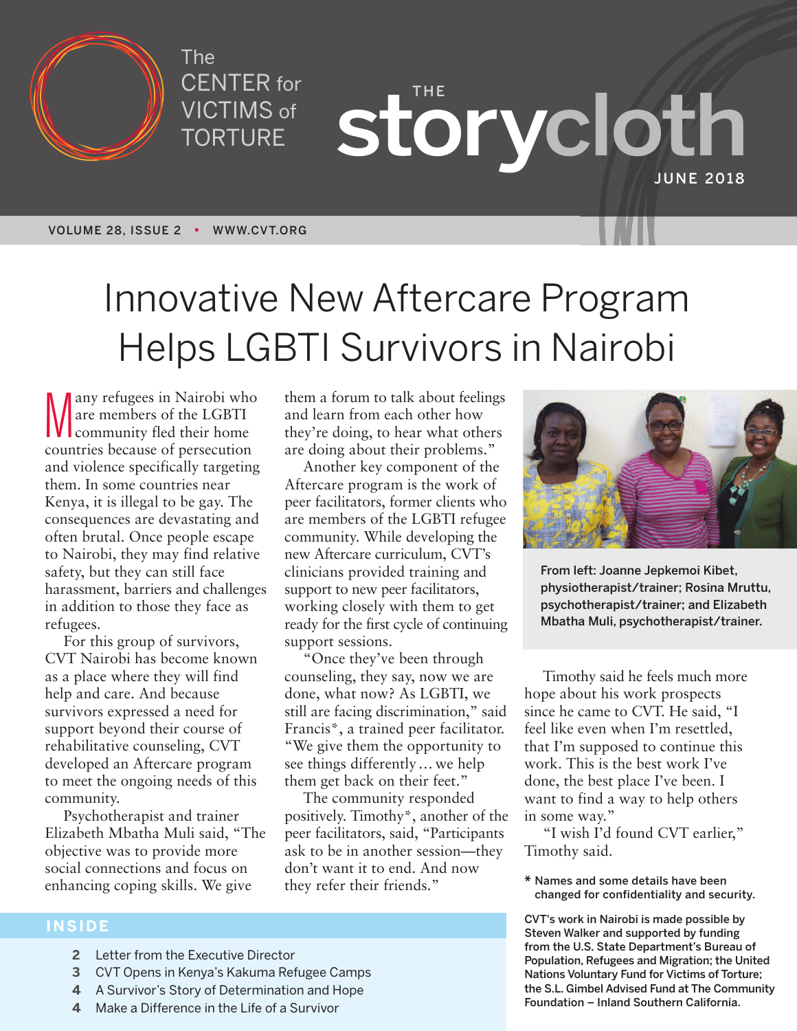The CENTER for VICTIMS of TORTURE

# THE storycloth

JUNE 2018

VOLUME 28, ISSUE 2 • WWW.CVT.ORG

# Innovative New Aftercare Program Helps LGBTI Survivors in Nairobi

Many refugees in Nairobi who are members of the LGBTI community fled their home countries because of persecution and violence specifically targeting them. In some countries near Kenya, it is illegal to be gay. The consequences are devastating and often brutal. Once people escape to Nairobi, they may find relative safety, but they can still face harassment, barriers and challenges in addition to those they face as refugees.

For this group of survivors, CVT Nairobi has become known as a place where they will find help and care. And because survivors expressed a need for support beyond their course of rehabilitative counseling, CVT developed an Aftercare program to meet the ongoing needs of this community.

Psychotherapist and trainer Elizabeth Mbatha Muli said, "The objective was to provide more social connections and focus on enhancing coping skills. We give them a forum to talk about feelings and learn from each other how they're doing, to hear what others are doing about their problems."

Another key component of the Aftercare program is the work of peer facilitators, former clients who are members of the LGBTI refugee community. While developing the new Aftercare curriculum, CVT's clinicians provided training and support to new peer facilitators, working closely with them to get ready for the first cycle of continuing support sessions.

"Once they've been through counseling, they say, now we are done, what now? As LGBTI, we still are facing discrimination," said Francis*, a trained peer facilitator. "We give them the opportunity to see things differently… we help them get back on their feet."

The community responded positively. Timothy*, another of the peer facilitators, said, "Participants ask to be in another session—they don't want it to end. And now they refer their friends."

From left: Joanne Jepkemoi Kibet, physiotherapist/trainer; Rosina Mruttu, psychotherapist/trainer; and Elizabeth Mbatha Muli, psychotherapist/trainer.

Timothy said he feels much more hope about his work prospects since he came to CVT. He said, "I feel like even when I'm resettled, that I'm supposed to continue this work. This is the best work I've done, the best place I've been. I want to find a way to help others in some way."

"I wish I'd found CVT earlier," Timothy said.

\* Names and some details have been changed for confidentiality and security.

CVT's work in Nairobi is made possible by Steven Walker and supported by funding from the U.S. State Department's Bureau of Population, Refugees and Migration; the United Nations Voluntary Fund for Victims of Torture; the S.L. Gimbel Advised Fund at The Community Foundation – Inland Southern California.

## INSIDE

- 2 Letter from the Executive Director
- 3 CVT Opens in Kenya's Kakuma Refugee Camps
- 4 A Survivor's Story of Determination and Hope
- 4 Make a Difference in the Life of a Survivor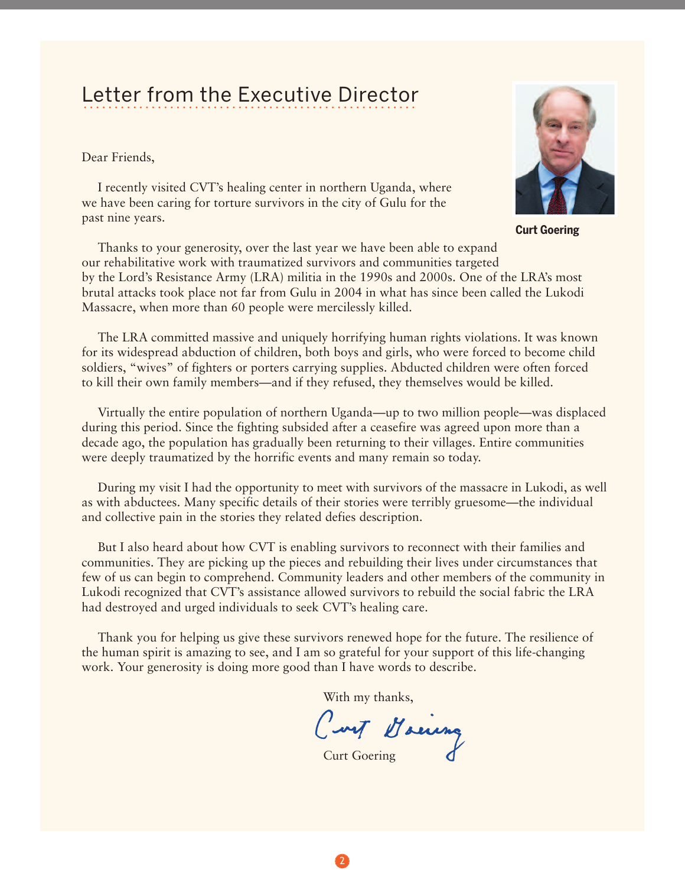# Letter from the Executive Director

Curt Goering

Dear Friends,

I recently visited CVT's healing center in northern Uganda, where we have been caring for torture survivors in the city of Gulu for the past nine years.

Thanks to your generosity, over the last year we have been able to expand our rehabilitative work with traumatized survivors and communities targeted by the Lord's Resistance Army (LRA) militia in the 1990s and 2000s. One of the LRA's most brutal attacks took place not far from Gulu in 2004 in what has since been called the Lukodi Massacre, when more than 60 people were mercilessly killed.

The LRA committed massive and uniquely horrifying human rights violations. It was known for its widespread abduction of children, both boys and girls, who were forced to become child soldiers, "wives" of fighters or porters carrying supplies. Abducted children were often forced to kill their own family members—and if they refused, they themselves would be killed.

Virtually the entire population of northern Uganda—up to two million people—was displaced during this period. Since the fighting subsided after a ceasefire was agreed upon more than a decade ago, the population has gradually been returning to their villages. Entire communities were deeply traumatized by the horrific events and many remain so today.

During my visit I had the opportunity to meet with survivors of the massacre in Lukodi, as well as with abductees. Many specific details of their stories were terribly gruesome—the individual and collective pain in the stories they related defies description.

But I also heard about how CVT is enabling survivors to reconnect with their families and communities. They are picking up the pieces and rebuilding their lives under circumstances that few of us can begin to comprehend. Community leaders and other members of the community in Lukodi recognized that CVT's assistance allowed survivors to rebuild the social fabric the LRA had destroyed and urged individuals to seek CVT's healing care.

Thank you for helping us give these survivors renewed hope for the future. The resilience of the human spirit is amazing to see, and I am so grateful for your support of this life-changing work. Your generosity is doing more good than I have words to describe.

With my thanks,

Curt Goering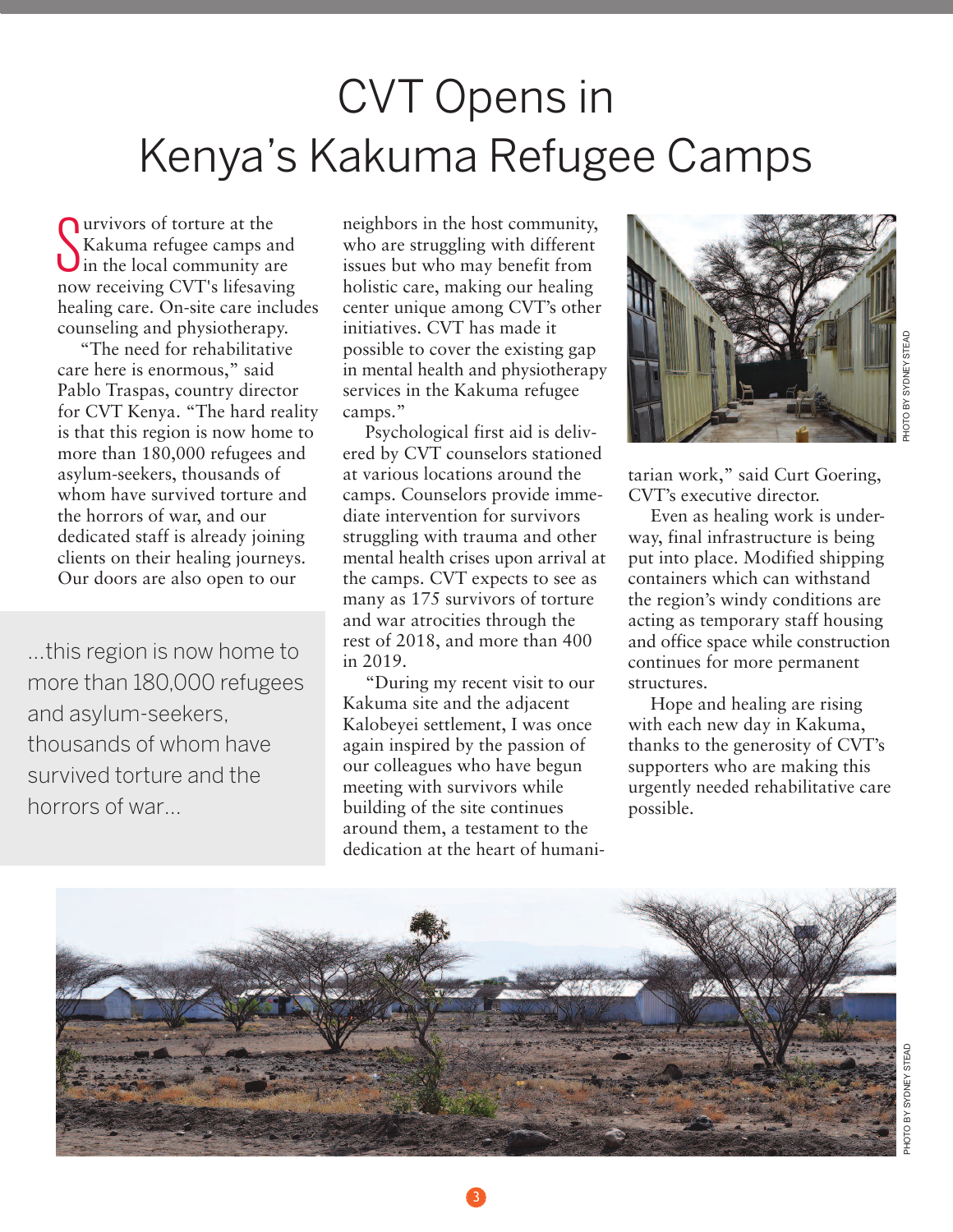# CVT Opens in Kenya's Kakuma Refugee Camps

Survivors of torture at the Kakuma refugee camps and in the local community are now receiving CVT's lifesaving healing care. On-site care includes counseling and physiotherapy.

"The need for rehabilitative care here is enormous," said Pablo Traspas, country director for CVT Kenya. "The hard reality is that this region is now home to more than 180,000 refugees and asylum-seekers, thousands of whom have survived torture and the horrors of war, and our dedicated staff is already joining clients on their healing journeys. Our doors are also open to our neighbors in the host community, who are struggling with different issues but who may benefit from holistic care, making our healing center unique among CVT's other initiatives. CVT has made it possible to cover the existing gap in mental health and physiotherapy services in the Kakuma refugee camps."

> ...this region is now home to more than 180,000 refugees and asylum-seekers, thousands of whom have survived torture and the horrors of war...

Psychological first aid is delivered by CVT counselors stationed at various locations around the camps. Counselors provide immediate intervention for survivors struggling with trauma and other mental health crises upon arrival at the camps. CVT expects to see as many as 175 survivors of torture and war atrocities through the rest of 2018, and more than 400 in 2019.

"During my recent visit to our Kakuma site and the adjacent Kalobeyei settlement, I was once again inspired by the passion of our colleagues who have begun meeting with survivors while building of the site continues around them, a testament to the dedication at the heart of humanitarian work," said Curt Goering, CVT's executive director.

PHOTO BY SYDNEY STEAD

Even as healing work is underway, final infrastructure is being put into place. Modified shipping containers which can withstand the region's windy conditions are acting as temporary staff housing and office space while construction continues for more permanent structures.

Hope and healing are rising with each new day in Kakuma, thanks to the generosity of CVT's supporters who are making this urgently needed rehabilitative care possible.

PHOTO BY SYDNEY STEAD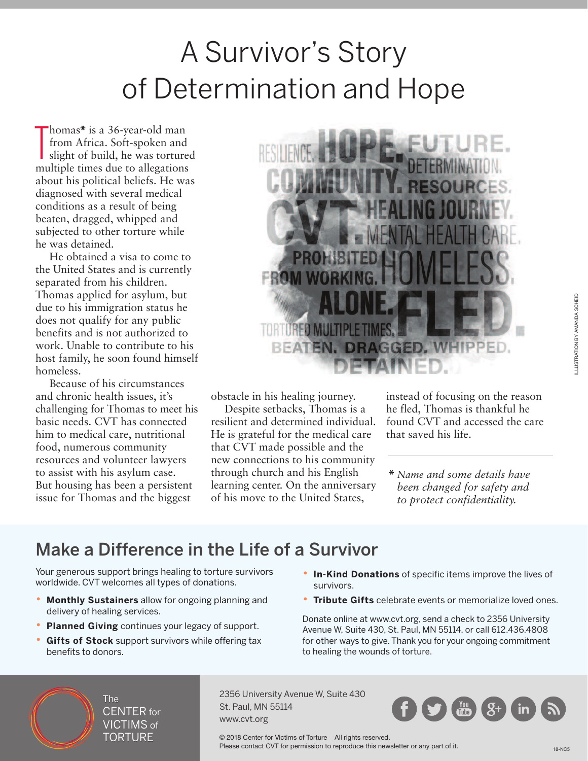# A Survivor's Story of Determination and Hope

Thomas* is a 36-year-old man from Africa. Soft-spoken and slight of build, he was tortured multiple times due to allegations about his political beliefs. He was diagnosed with several medical conditions as a result of being beaten, dragged, whipped and subjected to other torture while he was detained.

He obtained a visa to come to the United States and is currently separated from his children. Thomas applied for asylum, but due to his immigration status he does not qualify for any public benefits and is not authorized to work. Unable to contribute to his host family, he soon found himself homeless.

Because of his circumstances and chronic health issues, it's challenging for Thomas to meet his basic needs. CVT has connected him to medical care, nutritional food, numerous community resources and volunteer lawyers to assist with his asylum case. But housing has been a persistent issue for Thomas and the biggest obstacle in his healing journey.

Despite setbacks, Thomas is a resilient and determined individual. He is grateful for the medical care that CVT made possible and the new connections to his community through church and his English learning center. On the anniversary of his move to the United States, instead of focusing on the reason he fled, Thomas is thankful he found CVT and accessed the care that saved his life.

RESILIENCE. HOPE. FUTURE. COMMUNITY. DETERMINATION. RESOURCES. CVT. HEALING JOURNEY. MENTAL HEALTH CARE. PROHIBITED FROM WORKING. HOMELESS. ALONE. FLED. TORTURED MULTIPLE TIMES. BEATEN. DRAGGED. WHIPPED. DETAINED.

ILLUSTRATION BY AMANDA SCHEID

*\* Name and some details have been changed for safety and to protect confidentiality.*

## Make a Difference in the Life of a Survivor

Your generous support brings healing to torture survivors worldwide. CVT welcomes all types of donations.

- **Monthly Sustainers** allow for ongoing planning and delivery of healing services.
- **Planned Giving** continues your legacy of support.
- **Gifts of Stock** support survivors while offering tax benefits to donors.
- **In-Kind Donations** of specific items improve the lives of survivors.
- **Tribute Gifts** celebrate events or memorialize loved ones.

Donate online at www.cvt.org, send a check to 2356 University Avenue W, Suite 430, St. Paul, MN 55114, or call 612.436.4808 for other ways to give. Thank you for your ongoing commitment to healing the wounds of torture.

The CENTER for VICTIMS of TORTURE

2356 University Avenue W, Suite 430
St. Paul, MN 55114
www.cvt.org

© 2018 Center for Victims of Torture All rights reserved.
Please contact CVT for permission to reproduce this newsletter or any part of it.

18-NC5